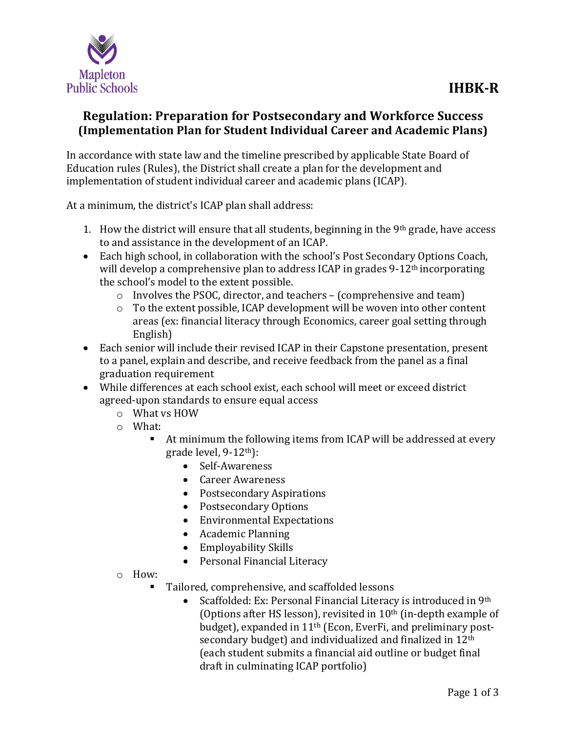Mapleton Public Schools

**IHBK-R**

## Regulation: Preparation for Postsecondary and Workforce Success (Implementation Plan for Student Individual Career and Academic Plans)

In accordance with state law and the timeline prescribed by applicable State Board of Education rules (Rules), the District shall create a plan for the development and implementation of student individual career and academic plans (ICAP).

At a minimum, the district's ICAP plan shall address:

1. How the district will ensure that all students, beginning in the 9th grade, have access to and assistance in the development of an ICAP.

- Each high school, in collaboration with the school's Post Secondary Options Coach, will develop a comprehensive plan to address ICAP in grades 9-12th incorporating the school's model to the extent possible.
  - Involves the PSOC, director, and teachers – (comprehensive and team)
  - To the extent possible, ICAP development will be woven into other content areas (ex: financial literacy through Economics, career goal setting through English)
- Each senior will include their revised ICAP in their Capstone presentation, present to a panel, explain and describe, and receive feedback from the panel as a final graduation requirement
- While differences at each school exist, each school will meet or exceed district agreed-upon standards to ensure equal access
  - What vs HOW
  - What:
    - At minimum the following items from ICAP will be addressed at every grade level, 9-12th):
      - Self-Awareness
      - Career Awareness
      - Postsecondary Aspirations
      - Postsecondary Options
      - Environmental Expectations
      - Academic Planning
      - Employability Skills
      - Personal Financial Literacy
  - How:
    - Tailored, comprehensive, and scaffolded lessons
      - Scaffolded: Ex: Personal Financial Literacy is introduced in 9th (Options after HS lesson), revisited in 10th (in-depth example of budget), expanded in 11th (Econ, EverFi, and preliminary post-secondary budget) and individualized and finalized in 12th (each student submits a financial aid outline or budget final draft in culminating ICAP portfolio)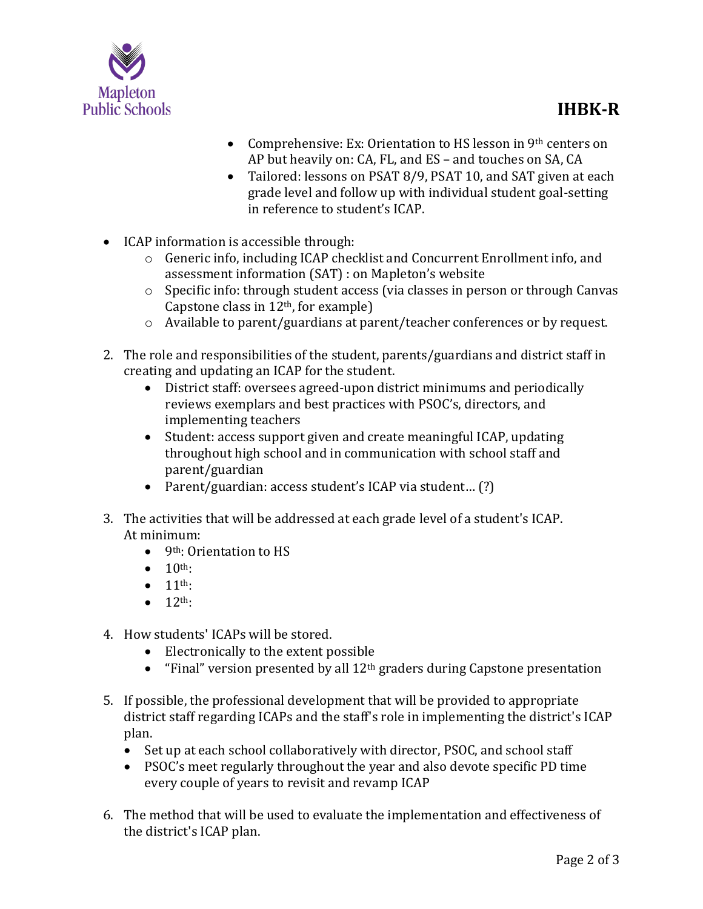- Comprehensive: Ex: Orientation to HS lesson in 9th centers on AP but heavily on: CA, FL, and ES – and touches on SA, CA
- Tailored: lessons on PSAT 8/9, PSAT 10, and SAT given at each grade level and follow up with individual student goal-setting in reference to student's ICAP.

- ICAP information is accessible through:
  - Generic info, including ICAP checklist and Concurrent Enrollment info, and assessment information (SAT) : on Mapleton's website
  - Specific info: through student access (via classes in person or through Canvas Capstone class in 12th, for example)
  - Available to parent/guardians at parent/teacher conferences or by request.

2. The role and responsibilities of the student, parents/guardians and district staff in creating and updating an ICAP for the student.
   - District staff: oversees agreed-upon district minimums and periodically reviews exemplars and best practices with PSOC's, directors, and implementing teachers
   - Student: access support given and create meaningful ICAP, updating throughout high school and in communication with school staff and parent/guardian
   - Parent/guardian: access student's ICAP via student… (?)

3. The activities that will be addressed at each grade level of a student's ICAP. At minimum:
   - 9th: Orientation to HS
   - 10th:
   - 11th:
   - 12th:

4. How students' ICAPs will be stored.
   - Electronically to the extent possible
   - "Final" version presented by all 12th graders during Capstone presentation

5. If possible, the professional development that will be provided to appropriate district staff regarding ICAPs and the staff's role in implementing the district's ICAP plan.
   - Set up at each school collaboratively with director, PSOC, and school staff
   - PSOC's meet regularly throughout the year and also devote specific PD time every couple of years to revisit and revamp ICAP

6. The method that will be used to evaluate the implementation and effectiveness of the district's ICAP plan.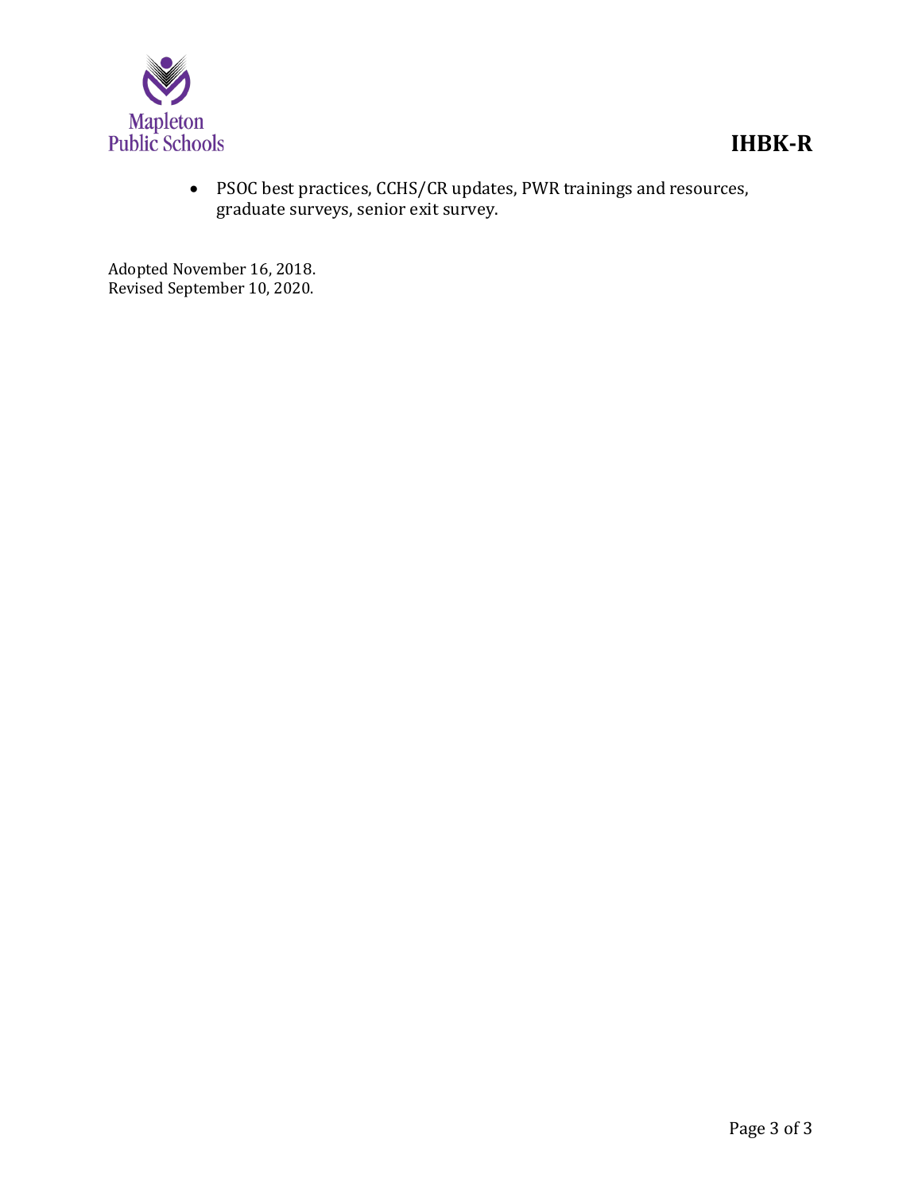- PSOC best practices, CCHS/CR updates, PWR trainings and resources, graduate surveys, senior exit survey.

Adopted November 16, 2018.
Revised September 10, 2020.